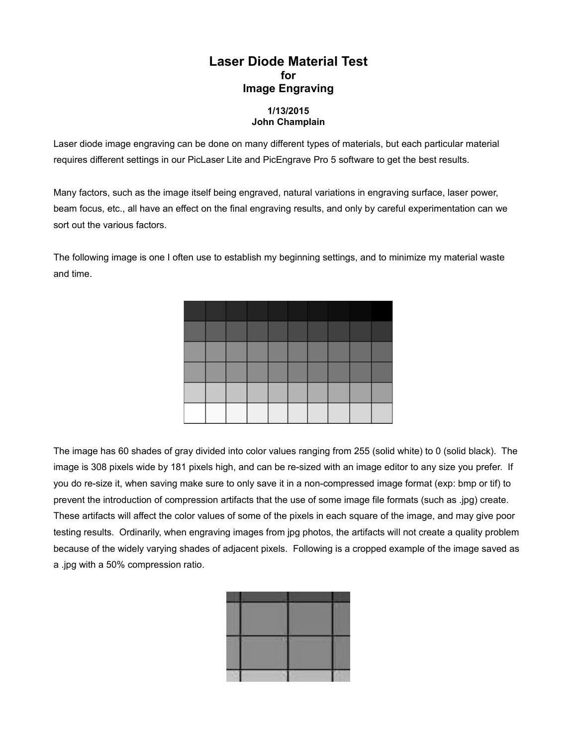# Laser Diode Material Test
## for
## Image Engraving

**1/13/2015**
**John Champlain**

Laser diode image engraving can be done on many different types of materials, but each particular material requires different settings in our PicLaser Lite and PicEngrave Pro 5 software to get the best results.

Many factors, such as the image itself being engraved, natural variations in engraving surface, laser power, beam focus, etc., all have an effect on the final engraving results, and only by careful experimentation can we sort out the various factors.

The following image is one I often use to establish my beginning settings, and to minimize my material waste and time.

The image has 60 shades of gray divided into color values ranging from 255 (solid white) to 0 (solid black). The image is 308 pixels wide by 181 pixels high, and can be re-sized with an image editor to any size you prefer. If you do re-size it, when saving make sure to only save it in a non-compressed image format (exp: bmp or tif) to prevent the introduction of compression artifacts that the use of some image file formats (such as .jpg) create. These artifacts will affect the color values of some of the pixels in each square of the image, and may give poor testing results. Ordinarily, when engraving images from jpg photos, the artifacts will not create a quality problem because of the widely varying shades of adjacent pixels. Following is a cropped example of the image saved as a .jpg with a 50% compression ratio.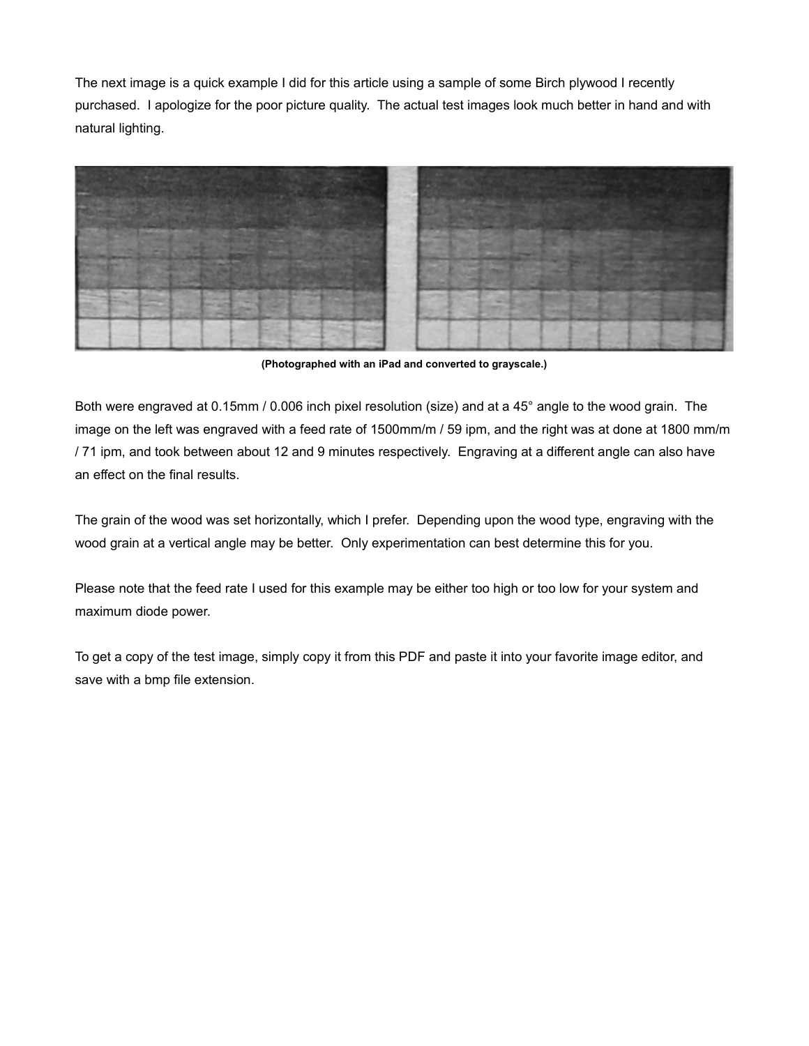The next image is a quick example I did for this article using a sample of some Birch plywood I recently purchased. I apologize for the poor picture quality. The actual test images look much better in hand and with natural lighting.

**(Photographed with an iPad and converted to grayscale.)**

Both were engraved at 0.15mm / 0.006 inch pixel resolution (size) and at a 45° angle to the wood grain. The image on the left was engraved with a feed rate of 1500mm/m / 59 ipm, and the right was at done at 1800 mm/m / 71 ipm, and took between about 12 and 9 minutes respectively. Engraving at a different angle can also have an effect on the final results.

The grain of the wood was set horizontally, which I prefer. Depending upon the wood type, engraving with the wood grain at a vertical angle may be better. Only experimentation can best determine this for you.

Please note that the feed rate I used for this example may be either too high or too low for your system and maximum diode power.

To get a copy of the test image, simply copy it from this PDF and paste it into your favorite image editor, and save with a bmp file extension.